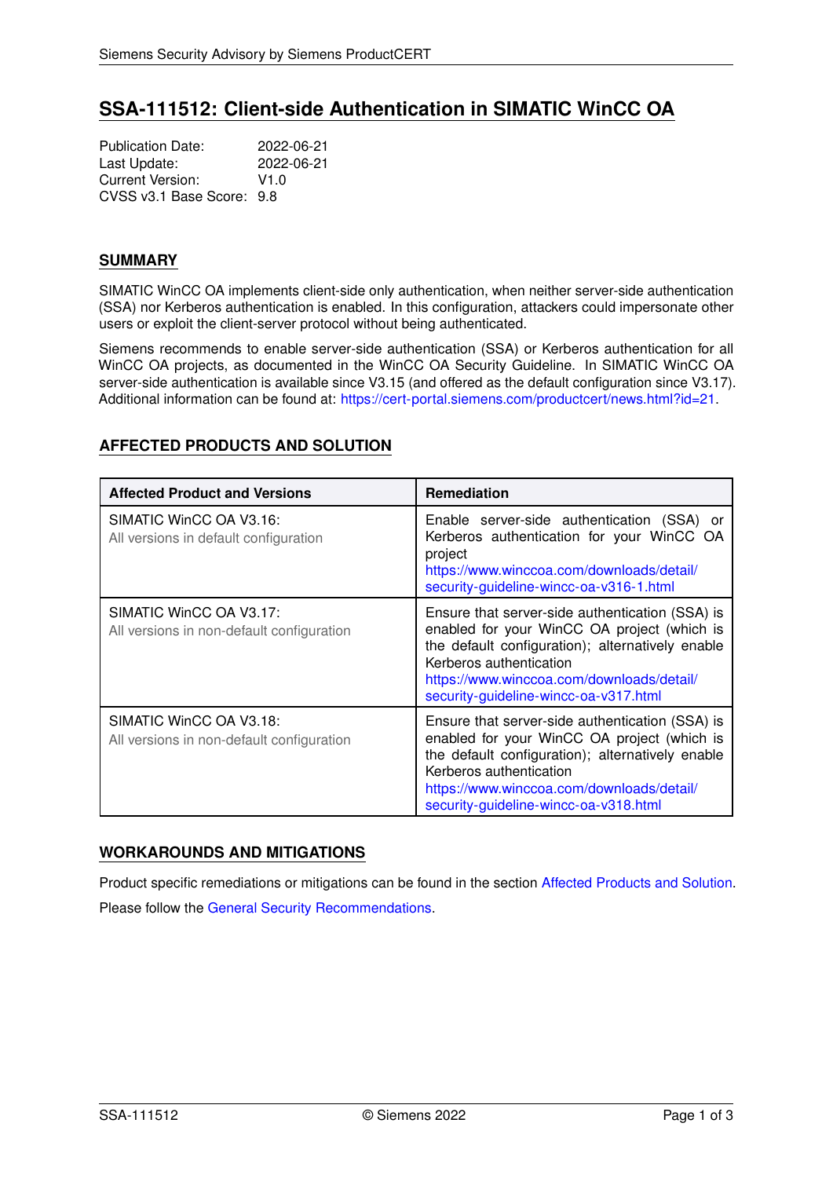# SSA-111512: Client-side Authentication in SIMATIC WinCC OA

Publication Date: 2022-06-21
Last Update: 2022-06-21
Current Version: V1.0
CVSS v3.1 Base Score: 9.8

## SUMMARY

SIMATIC WinCC OA implements client-side only authentication, when neither server-side authentication (SSA) nor Kerberos authentication is enabled. In this configuration, attackers could impersonate other users or exploit the client-server protocol without being authenticated.

Siemens recommends to enable server-side authentication (SSA) or Kerberos authentication for all WinCC OA projects, as documented in the WinCC OA Security Guideline. In SIMATIC WinCC OA server-side authentication is available since V3.15 (and offered as the default configuration since V3.17). Additional information can be found at: https://cert-portal.siemens.com/productcert/news.html?id=21.

## AFFECTED PRODUCTS AND SOLUTION

| Affected Product and Versions | Remediation |
|---|---|
| SIMATIC WinCC OA V3.16:<br>All versions in default configuration | Enable server-side authentication (SSA) or Kerberos authentication for your WinCC OA project<br>https://www.winccoa.com/downloads/detail/security-guideline-wincc-oa-v316-1.html |
| SIMATIC WinCC OA V3.17:<br>All versions in non-default configuration | Ensure that server-side authentication (SSA) is enabled for your WinCC OA project (which is the default configuration); alternatively enable Kerberos authentication<br>https://www.winccoa.com/downloads/detail/security-guideline-wincc-oa-v317.html |
| SIMATIC WinCC OA V3.18:<br>All versions in non-default configuration | Ensure that server-side authentication (SSA) is enabled for your WinCC OA project (which is the default configuration); alternatively enable Kerberos authentication<br>https://www.winccoa.com/downloads/detail/security-guideline-wincc-oa-v318.html |

## WORKAROUNDS AND MITIGATIONS

Product specific remediations or mitigations can be found in the section Affected Products and Solution.

Please follow the General Security Recommendations.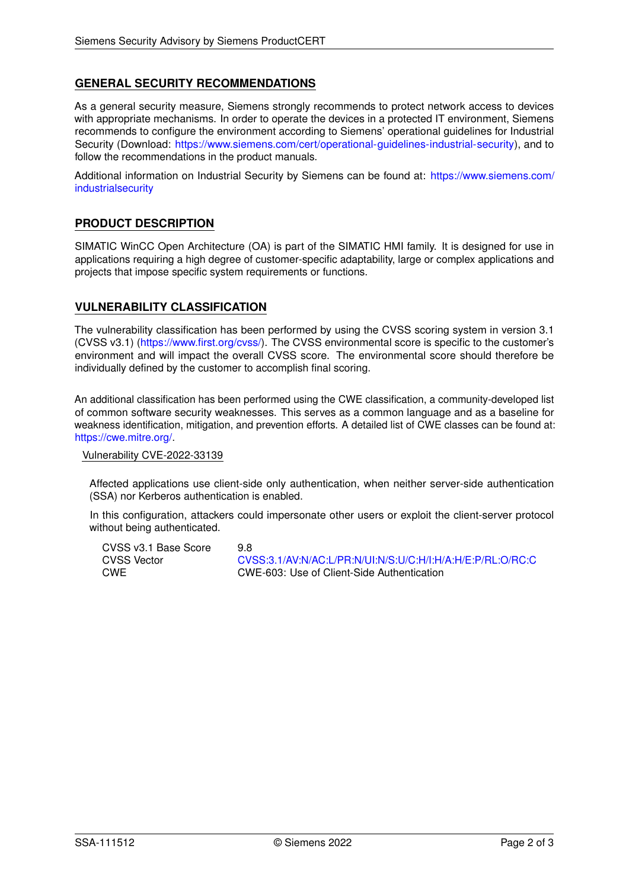## GENERAL SECURITY RECOMMENDATIONS

As a general security measure, Siemens strongly recommends to protect network access to devices with appropriate mechanisms. In order to operate the devices in a protected IT environment, Siemens recommends to configure the environment according to Siemens' operational guidelines for Industrial Security (Download: https://www.siemens.com/cert/operational-guidelines-industrial-security), and to follow the recommendations in the product manuals.

Additional information on Industrial Security by Siemens can be found at: https://www.siemens.com/industrialsecurity

## PRODUCT DESCRIPTION

SIMATIC WinCC Open Architecture (OA) is part of the SIMATIC HMI family. It is designed for use in applications requiring a high degree of customer-specific adaptability, large or complex applications and projects that impose specific system requirements or functions.

## VULNERABILITY CLASSIFICATION

The vulnerability classification has been performed by using the CVSS scoring system in version 3.1 (CVSS v3.1) (https://www.first.org/cvss/). The CVSS environmental score is specific to the customer's environment and will impact the overall CVSS score. The environmental score should therefore be individually defined by the customer to accomplish final scoring.

An additional classification has been performed using the CWE classification, a community-developed list of common software security weaknesses. This serves as a common language and as a baseline for weakness identification, mitigation, and prevention efforts. A detailed list of CWE classes can be found at: https://cwe.mitre.org/.

### Vulnerability CVE-2022-33139

Affected applications use client-side only authentication, when neither server-side authentication (SSA) nor Kerberos authentication is enabled.

In this configuration, attackers could impersonate other users or exploit the client-server protocol without being authenticated.

| | |
|---|---|
| CVSS v3.1 Base Score | 9.8 |
| CVSS Vector | CVSS:3.1/AV:N/AC:L/PR:N/UI:N/S:U/C:H/I:H/A:H/E:P/RL:O/RC:C |
| CWE | CWE-603: Use of Client-Side Authentication |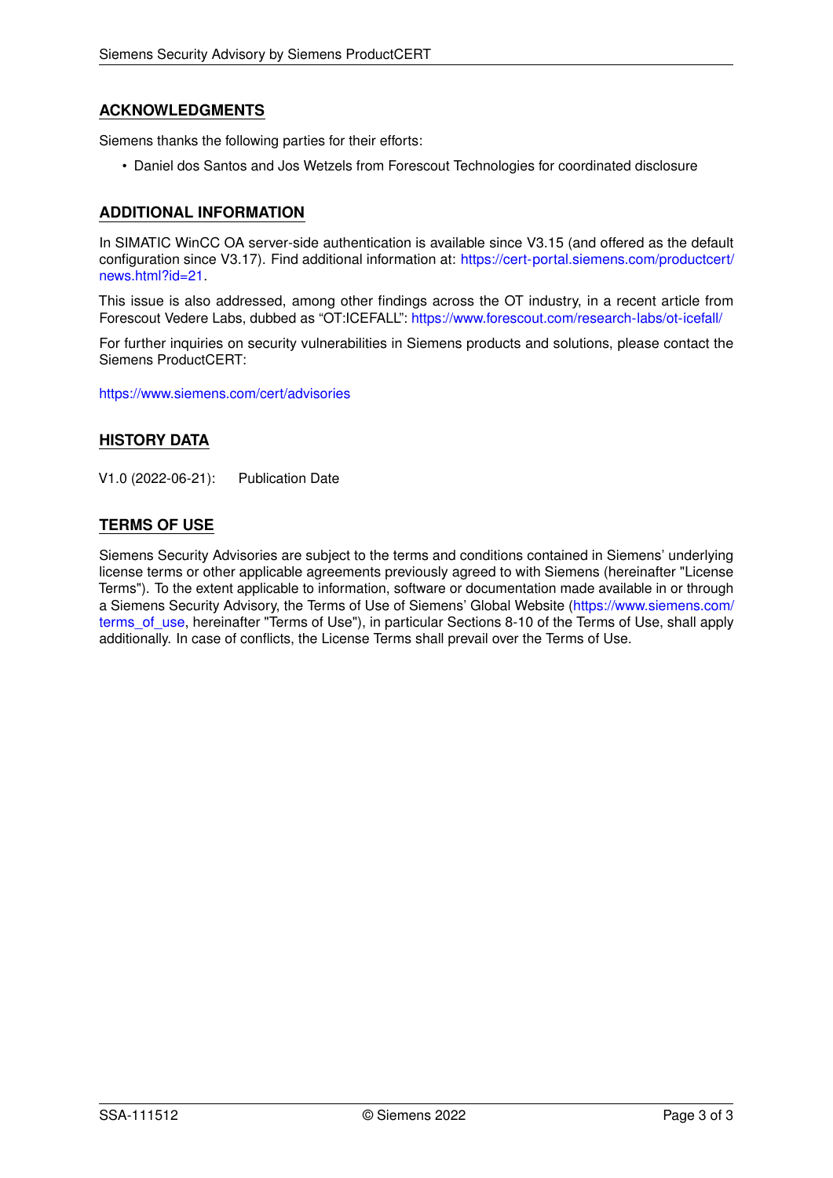## ACKNOWLEDGMENTS

Siemens thanks the following parties for their efforts:

- Daniel dos Santos and Jos Wetzels from Forescout Technologies for coordinated disclosure

## ADDITIONAL INFORMATION

In SIMATIC WinCC OA server-side authentication is available since V3.15 (and offered as the default configuration since V3.17). Find additional information at: https://cert-portal.siemens.com/productcert/news.html?id=21.

This issue is also addressed, among other findings across the OT industry, in a recent article from Forescout Vedere Labs, dubbed as "OT:ICEFALL": https://www.forescout.com/research-labs/ot-icefall/

For further inquiries on security vulnerabilities in Siemens products and solutions, please contact the Siemens ProductCERT:

https://www.siemens.com/cert/advisories

## HISTORY DATA

V1.0 (2022-06-21): Publication Date

## TERMS OF USE

Siemens Security Advisories are subject to the terms and conditions contained in Siemens' underlying license terms or other applicable agreements previously agreed to with Siemens (hereinafter "License Terms"). To the extent applicable to information, software or documentation made available in or through a Siemens Security Advisory, the Terms of Use of Siemens' Global Website (https://www.siemens.com/terms_of_use, hereinafter "Terms of Use"), in particular Sections 8-10 of the Terms of Use, shall apply additionally. In case of conflicts, the License Terms shall prevail over the Terms of Use.